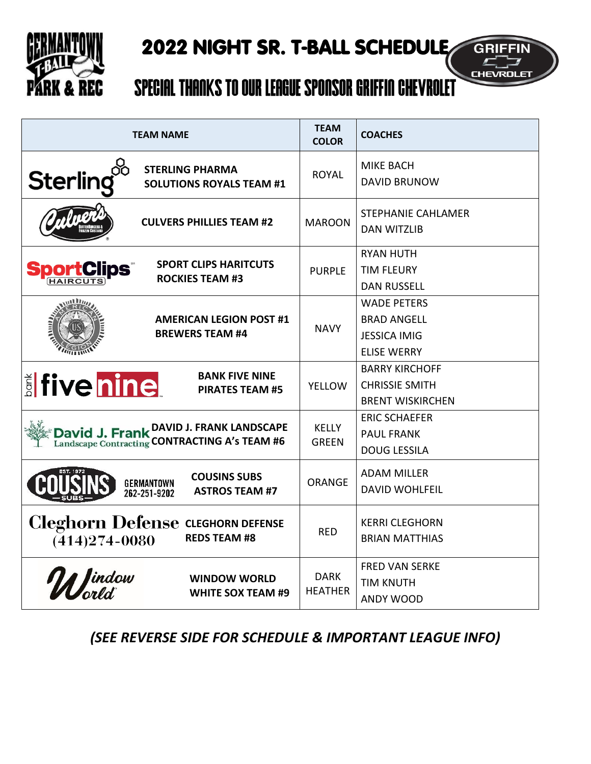# 2022 NIGHT SR. T-BALL SCHEDULE

## SPECIAL THANKS TO OUR LEAGUE SPONSOR GRIFFIN CHEVROLET

| TEAM NAME | TEAM COLOR | COACHES |
|---|---|---|
| STERLING PHARMA SOLUTIONS ROYALS TEAM #1 | ROYAL | MIKE BACH<br>DAVID BRUNOW |
| CULVERS PHILLIES TEAM #2 | MAROON | STEPHANIE CAHLAMER<br>DAN WITZLIB |
| SPORT CLIPS HARITCUTS ROCKIES TEAM #3 | PURPLE | RYAN HUTH<br>TIM FLEURY<br>DAN RUSSELL |
| AMERICAN LEGION POST #1 BREWERS TEAM #4 | NAVY | WADE PETERS<br>BRAD ANGELL<br>JESSICA IMIG<br>ELISE WERRY |
| BANK FIVE NINE PIRATES TEAM #5 | YELLOW | BARRY KIRCHOFF<br>CHRISSIE SMITH<br>BRENT WISKIRCHEN |
| DAVID J. FRANK LANDSCAPE CONTRACTING A's TEAM #6 | KELLY GREEN | ERIC SCHAEFER<br>PAUL FRANK<br>DOUG LESSILA |
| COUSINS SUBS ASTROS TEAM #7 | ORANGE | ADAM MILLER<br>DAVID WOHLFEIL |
| CLEGHORN DEFENSE REDS TEAM #8 | RED | KERRI CLEGHORN<br>BRIAN MATTHIAS |
| WINDOW WORLD WHITE SOX TEAM #9 | DARK HEATHER | FRED VAN SERKE<br>TIM KNUTH<br>ANDY WOOD |

*(SEE REVERSE SIDE FOR SCHEDULE & IMPORTANT LEAGUE INFO)*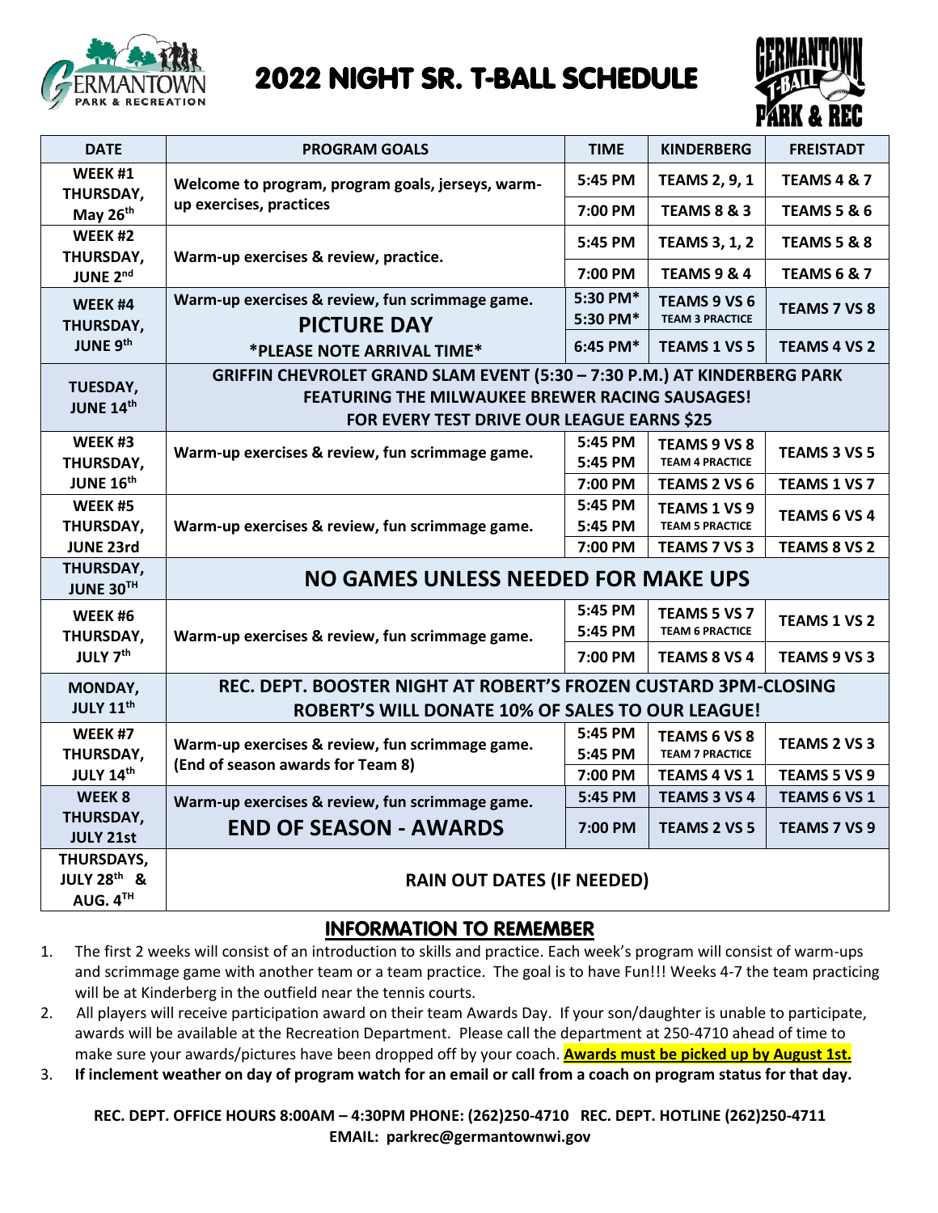# 2022 NIGHT SR. T-BALL SCHEDULE

| DATE | PROGRAM GOALS | TIME | KINDERBERG | FREISTADT |
|---|---|---|---|---|
| WEEK #1 THURSDAY, May 26th | Welcome to program, program goals, jerseys, warm-up exercises, practices | 5:45 PM | TEAMS 2, 9, 1 | TEAMS 4 & 7 |
| | | 7:00 PM | TEAMS 8 & 3 | TEAMS 5 & 6 |
| WEEK #2 THURSDAY, JUNE 2nd | Warm-up exercises & review, practice. | 5:45 PM | TEAMS 3, 1, 2 | TEAMS 5 & 8 |
| | | 7:00 PM | TEAMS 9 & 4 | TEAMS 6 & 7 |
| WEEK #4 THURSDAY, JUNE 9th | Warm-up exercises & review, fun scrimmage game. **PICTURE DAY** *PLEASE NOTE ARRIVAL TIME* | 5:30 PM* 5:30 PM* | TEAMS 9 VS 6 TEAM 3 PRACTICE | TEAMS 7 VS 8 |
| | | 6:45 PM* | TEAMS 1 VS 5 | TEAMS 4 VS 2 |
| TUESDAY, JUNE 14th | GRIFFIN CHEVROLET GRAND SLAM EVENT (5:30 – 7:30 P.M.) AT KINDERBERG PARK FEATURING THE MILWAUKEE BREWER RACING SAUSAGES! FOR EVERY TEST DRIVE OUR LEAGUE EARNS $25 | | | |
| WEEK #3 THURSDAY, JUNE 16th | Warm-up exercises & review, fun scrimmage game. | 5:45 PM 5:45 PM | TEAMS 9 VS 8 TEAM 4 PRACTICE | TEAMS 3 VS 5 |
| | | 7:00 PM | TEAMS 2 VS 6 | TEAMS 1 VS 7 |
| WEEK #5 THURSDAY, JUNE 23rd | Warm-up exercises & review, fun scrimmage game. | 5:45 PM 5:45 PM | TEAMS 1 VS 9 TEAM 5 PRACTICE | TEAMS 6 VS 4 |
| | | 7:00 PM | TEAMS 7 VS 3 | TEAMS 8 VS 2 |
| THURSDAY, JUNE 30TH | **NO GAMES UNLESS NEEDED FOR MAKE UPS** | | | |
| WEEK #6 THURSDAY, JULY 7th | Warm-up exercises & review, fun scrimmage game. | 5:45 PM 5:45 PM | TEAMS 5 VS 7 TEAM 6 PRACTICE | TEAMS 1 VS 2 |
| | | 7:00 PM | TEAMS 8 VS 4 | TEAMS 9 VS 3 |
| MONDAY, JULY 11th | REC. DEPT. BOOSTER NIGHT AT ROBERT'S FROZEN CUSTARD 3PM-CLOSING ROBERT'S WILL DONATE 10% OF SALES TO OUR LEAGUE! | | | |
| WEEK #7 THURSDAY, JULY 14th | Warm-up exercises & review, fun scrimmage game. (End of season awards for Team 8) | 5:45 PM 5:45 PM | TEAMS 6 VS 8 TEAM 7 PRACTICE | TEAMS 2 VS 3 |
| | | 7:00 PM | TEAMS 4 VS 1 | TEAMS 5 VS 9 |
| WEEK 8 THURSDAY, JULY 21st | Warm-up exercises & review, fun scrimmage game. **END OF SEASON - AWARDS** | 5:45 PM | TEAMS 3 VS 4 | TEAMS 6 VS 1 |
| | | 7:00 PM | TEAMS 2 VS 5 | TEAMS 7 VS 9 |
| THURSDAYS, JULY 28th & AUG. 4TH | RAIN OUT DATES (IF NEEDED) | | | |

## INFORMATION TO REMEMBER

1. The first 2 weeks will consist of an introduction to skills and practice. Each week's program will consist of warm-ups and scrimmage game with another team or a team practice. The goal is to have Fun!!! Weeks 4-7 the team practicing will be at Kinderberg in the outfield near the tennis courts.
2. All players will receive participation award on their team Awards Day. If your son/daughter is unable to participate, awards will be available at the Recreation Department. Please call the department at 250-4710 ahead of time to make sure your awards/pictures have been dropped off by your coach. **Awards must be picked up by August 1st.**
3. **If inclement weather on day of program watch for an email or call from a coach on program status for that day.**

**REC. DEPT. OFFICE HOURS 8:00AM – 4:30PM PHONE: (262)250-4710 REC. DEPT. HOTLINE (262)250-4711**
**EMAIL: parkrec@germantownwi.gov**